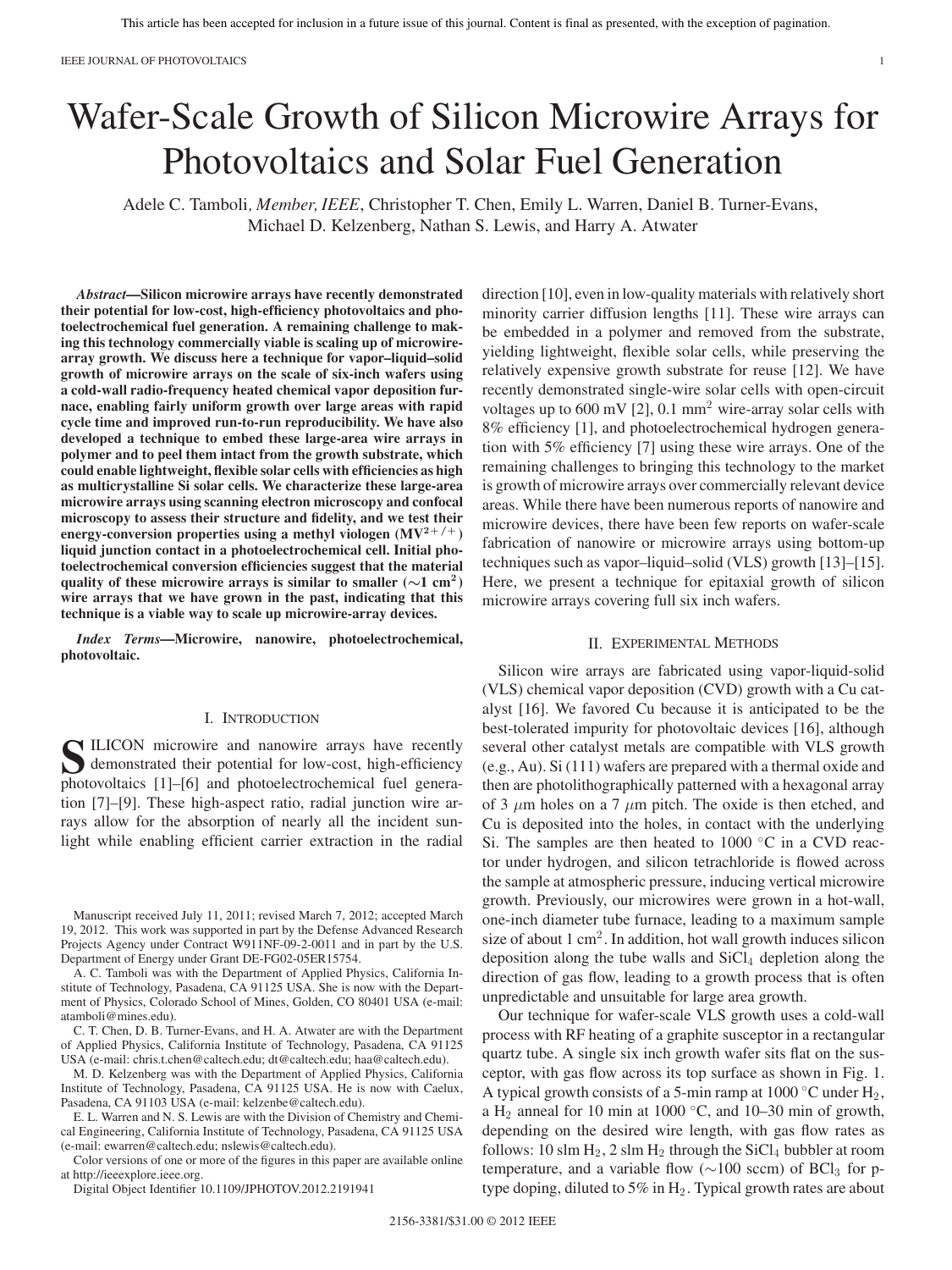# Wafer-Scale Growth of Silicon Microwire Arrays for Photovoltaics and Solar Fuel Generation

Adele C. Tamboli, *Member, IEEE*, Christopher T. Chen, Emily L. Warren, Daniel B. Turner-Evans, Michael D. Kelzenberg, Nathan S. Lewis, and Harry A. Atwater

***Abstract*—Silicon microwire arrays have recently demonstrated their potential for low-cost, high-efficiency photovoltaics and photoelectrochemical fuel generation. A remaining challenge to making this technology commercially viable is scaling up of microwire-array growth. We discuss here a technique for vapor–liquid–solid growth of microwire arrays on the scale of six-inch wafers using a cold-wall radio-frequency heated chemical vapor deposition furnace, enabling fairly uniform growth over large areas with rapid cycle time and improved run-to-run reproducibility. We have also developed a technique to embed these large-area wire arrays in polymer and to peel them intact from the growth substrate, which could enable lightweight, flexible solar cells with efficiencies as high as multicrystalline Si solar cells. We characterize these large-area microwire arrays using scanning electron microscopy and confocal microscopy to assess their structure and fidelity, and we test their energy-conversion properties using a methyl viologen ($MV^{2+/+}$) liquid junction contact in a photoelectrochemical cell. Initial photoelectrochemical conversion efficiencies suggest that the material quality of these microwire arrays is similar to smaller ($\sim$1 $cm^2$) wire arrays that we have grown in the past, indicating that this technique is a viable way to scale up microwire-array devices.**

***Index Terms*—Microwire, nanowire, photoelectrochemical, photovoltaic.**

## I. Introduction

SILICON microwire and nanowire arrays have recently demonstrated their potential for low-cost, high-efficiency photovoltaics [1]–[6] and photoelectrochemical fuel generation [7]–[9]. These high-aspect ratio, radial junction wire arrays allow for the absorption of nearly all the incident sunlight while enabling efficient carrier extraction in the radial direction [10], even in low-quality materials with relatively short minority carrier diffusion lengths [11]. These wire arrays can be embedded in a polymer and removed from the substrate, yielding lightweight, flexible solar cells, while preserving the relatively expensive growth substrate for reuse [12]. We have recently demonstrated single-wire solar cells with open-circuit voltages up to 600 mV [2], 0.1 $mm^2$ wire-array solar cells with 8% efficiency [1], and photoelectrochemical hydrogen generation with 5% efficiency [7] using these wire arrays. One of the remaining challenges to bringing this technology to the market is growth of microwire arrays over commercially relevant device areas. While there have been numerous reports of nanowire and microwire devices, there have been few reports on wafer-scale fabrication of nanowire or microwire arrays using bottom-up techniques such as vapor–liquid–solid (VLS) growth [13]–[15]. Here, we present a technique for epitaxial growth of silicon microwire arrays covering full six inch wafers.

## II. Experimental Methods

Silicon wire arrays are fabricated using vapor-liquid-solid (VLS) chemical vapor deposition (CVD) growth with a Cu catalyst [16]. We favored Cu because it is anticipated to be the best-tolerated impurity for photovoltaic devices [16], although several other catalyst metals are compatible with VLS growth (e.g., Au). Si (111) wafers are prepared with a thermal oxide and then are photolithographically patterned with a hexagonal array of 3 $\mu$m holes on a 7 $\mu$m pitch. The oxide is then etched, and Cu is deposited into the holes, in contact with the underlying Si. The samples are then heated to 1000 °C in a CVD reactor under hydrogen, and silicon tetrachloride is flowed across the sample at atmospheric pressure, inducing vertical microwire growth. Previously, our microwires were grown in a hot-wall, one-inch diameter tube furnace, leading to a maximum sample size of about 1 $cm^2$. In addition, hot wall growth induces silicon deposition along the tube walls and $SiCl_4$ depletion along the direction of gas flow, leading to a growth process that is often unpredictable and unsuitable for large area growth.

Our technique for wafer-scale VLS growth uses a cold-wall process with RF heating of a graphite susceptor in a rectangular quartz tube. A single six inch growth wafer sits flat on the susceptor, with gas flow across its top surface as shown in Fig. 1. A typical growth consists of a 5-min ramp at 1000 °C under $H_2$, a $H_2$ anneal for 10 min at 1000 °C, and 10–30 min of growth, depending on the desired wire length, with gas flow rates as follows: 10 slm $H_2$, 2 slm $H_2$ through the $SiCl_4$ bubbler at room temperature, and a variable flow ($\sim$100 sccm) of $BCl_3$ for p-type doping, diluted to 5% in $H_2$. Typical growth rates are about

Manuscript received July 11, 2011; revised March 7, 2012; accepted March 19, 2012. This work was supported in part by the Defense Advanced Research Projects Agency under Contract W911NF-09-2-0011 and in part by the U.S. Department of Energy under Grant DE-FG02-05ER15754.

A. C. Tamboli was with the Department of Applied Physics, California Institute of Technology, Pasadena, CA 91125 USA. She is now with the Department of Physics, Colorado School of Mines, Golden, CO 80401 USA (e-mail: atamboli@mines.edu).

C. T. Chen, D. B. Turner-Evans, and H. A. Atwater are with the Department of Applied Physics, California Institute of Technology, Pasadena, CA 91125 USA (e-mail: chris.t.chen@caltech.edu; dt@caltech.edu; haa@caltech.edu).

M. D. Kelzenberg was with the Department of Applied Physics, California Institute of Technology, Pasadena, CA 91125 USA. He is now with Caelux, Pasadena, CA 91103 USA (e-mail: kelzenbe@caltech.edu).

E. L. Warren and N. S. Lewis are with the Division of Chemistry and Chemical Engineering, California Institute of Technology, Pasadena, CA 91125 USA (e-mail: ewarren@caltech.edu; nslewis@caltech.edu).

Color versions of one or more of the figures in this paper are available online at http://ieeexplore.ieee.org.

Digital Object Identifier 10.1109/JPHOTOV.2012.2191941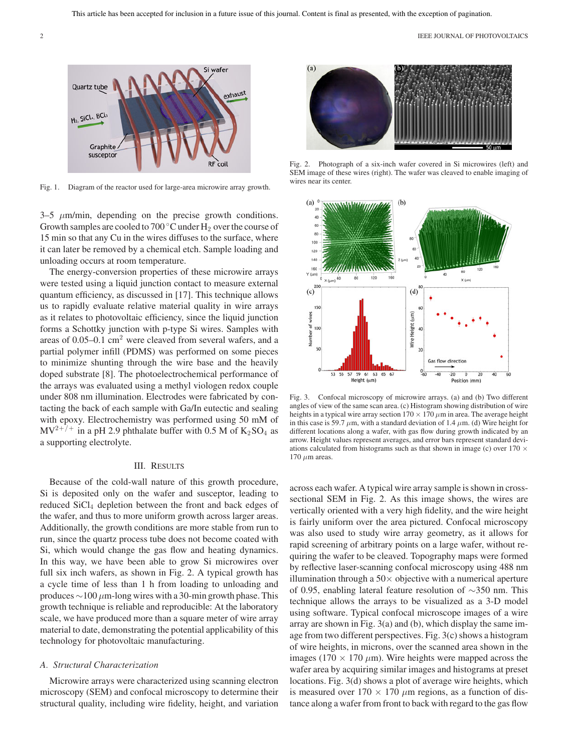Fig. 1. Diagram of the reactor used for large-area microwire array growth.

3–5 $\mu$m/min, depending on the precise growth conditions. Growth samples are cooled to 700 °C under $H_2$ over the course of 15 min so that any Cu in the wires diffuses to the surface, where it can later be removed by a chemical etch. Sample loading and unloading occurs at room temperature.

The energy-conversion properties of these microwire arrays were tested using a liquid junction contact to measure external quantum efficiency, as discussed in [17]. This technique allows us to rapidly evaluate relative material quality in wire arrays as it relates to photovoltaic efficiency, since the liquid junction forms a Schottky junction with p-type Si wires. Samples with areas of 0.05–0.1 $cm^2$ were cleaved from several wafers, and a partial polymer infill (PDMS) was performed on some pieces to minimize shunting through the wire base and the heavily doped substrate [8]. The photoelectrochemical performance of the arrays was evaluated using a methyl viologen redox couple under 808 nm illumination. Electrodes were fabricated by contacting the back of each sample with Ga/In eutectic and sealing with epoxy. Electrochemistry was performed using 50 mM of $MV^{2+/+}$ in a pH 2.9 phthalate buffer with 0.5 M of $K_2SO_4$ as a supporting electrolyte.

## III. Results

Because of the cold-wall nature of this growth procedure, Si is deposited only on the wafer and susceptor, leading to reduced $SiCl_4$ depletion between the front and back edges of the wafer, and thus to more uniform growth across larger areas. Additionally, the growth conditions are more stable from run to run, since the quartz process tube does not become coated with Si, which would change the gas flow and heating dynamics. In this way, we have been able to grow Si microwires over full six inch wafers, as shown in Fig. 2. A typical growth has a cycle time of less than 1 h from loading to unloading and produces ~100 $\mu$m-long wires with a 30-min growth phase. This growth technique is reliable and reproducible: At the laboratory scale, we have produced more than a square meter of wire array material to date, demonstrating the potential applicability of this technology for photovoltaic manufacturing.

### A. Structural Characterization

Microwire arrays were characterized using scanning electron microscopy (SEM) and confocal microscopy to determine their structural quality, including wire fidelity, height, and variation across each wafer. A typical wire array sample is shown in cross-sectional SEM in Fig. 2. As this image shows, the wires are vertically oriented with a very high fidelity, and the wire height is fairly uniform over the area pictured. Confocal microscopy was also used to study wire array geometry, as it allows for rapid screening of arbitrary points on a large wafer, without requiring the wafer to be cleaved. Topography maps were formed by reflective laser-scanning confocal microscopy using 488 nm illumination through a 50× objective with a numerical aperture of 0.95, enabling lateral feature resolution of ~350 nm. This technique allows the arrays to be visualized as a 3-D model using software. Typical confocal microscope images of a wire array are shown in Fig. 3(a) and (b), which display the same image from two different perspectives. Fig. 3(c) shows a histogram of wire heights, in microns, over the scanned area shown in the images (170 × 170 $\mu$m). Wire heights were mapped across the wafer area by acquiring similar images and histograms at preset locations. Fig. 3(d) shows a plot of average wire heights, which is measured over 170 × 170 $\mu$m regions, as a function of distance along a wafer from front to back with regard to the gas flow

Fig. 2. Photograph of a six-inch wafer covered in Si microwires (left) and SEM image of these wires (right). The wafer was cleaved to enable imaging of wires near its center.

Fig. 3. Confocal microscopy of microwire arrays. (a) and (b) Two different angles of view of the same scan area. (c) Histogram showing distribution of wire heights in a typical wire array section 170 × 170 $\mu$m in area. The average height in this case is 59.7 $\mu$m, with a standard deviation of 1.4 $\mu$m. (d) Wire height for different locations along a wafer, with gas flow during growth indicated by an arrow. Height values represent averages, and error bars represent standard deviations calculated from histograms such as that shown in image (c) over 170 × 170 $\mu$m areas.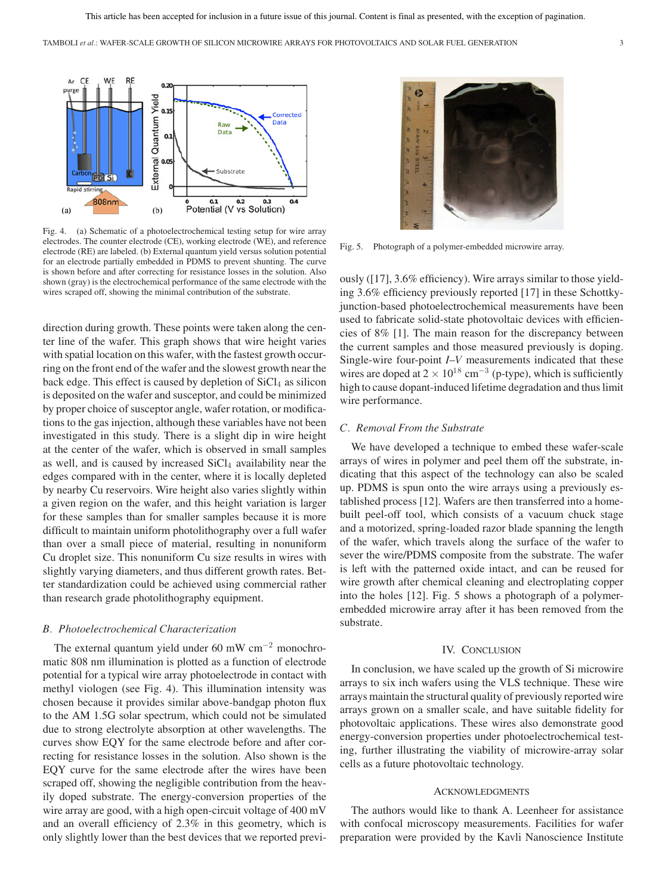This article has been accepted for inclusion in a future issue of this journal. Content is final as presented, with the exception of pagination.

Ar purge CE WE RE

Carbon PD Si C

Rapid stirring

808nm

(a)

External Quantum Yield

0.20 0.15 0.1 0.05 0

Raw Data

Corrected Data

Substrate

0 0.1 0.2 0.3 0.4

Potential (V vs Solution)

(b)

Fig. 4. (a) Schematic of a photoelectrochemical testing setup for wire array electrodes. The counter electrode (CE), working electrode (WE), and reference electrode (RE) are labeled. (b) External quantum yield versus solution potential for an electrode partially embedded in PDMS to prevent shunting. The curve is shown before and after correcting for resistance losses in the solution. Also shown (gray) is the electrochemical performance of the same electrode with the wires scraped off, showing the minimal contribution of the substrate.

direction during growth. These points were taken along the center line of the wafer. This graph shows that wire height varies with spatial location on this wafer, with the fastest growth occurring on the front end of the wafer and the slowest growth near the back edge. This effect is caused by depletion of $SiCl_4$ as silicon is deposited on the wafer and susceptor, and could be minimized by proper choice of susceptor angle, wafer rotation, or modifications to the gas injection, although these variables have not been investigated in this study. There is a slight dip in wire height at the center of the wafer, which is observed in small samples as well, and is caused by increased $SiCl_4$ availability near the edges compared with in the center, where it is locally depleted by nearby Cu reservoirs. Wire height also varies slightly within a given region on the wafer, and this height variation is larger for these samples than for smaller samples because it is more difficult to maintain uniform photolithography over a full wafer than over a small piece of material, resulting in nonuniform Cu droplet size. This nonuniform Cu size results in wires with slightly varying diameters, and thus different growth rates. Better standardization could be achieved using commercial rather than research grade photolithography equipment.

### B. Photoelectrochemical Characterization

The external quantum yield under 60 mW $cm^{-2}$ monochromatic 808 nm illumination is plotted as a function of electrode potential for a typical wire array photoelectrode in contact with methyl viologen (see Fig. 4). This illumination intensity was chosen because it provides similar above-bandgap photon flux to the AM 1.5G solar spectrum, which could not be simulated due to strong electrolyte absorption at other wavelengths. The curves show EQY for the same electrode before and after correcting for resistance losses in the solution. Also shown is the EQY curve for the same electrode after the wires have been scraped off, showing the negligible contribution from the heavily doped substrate. The energy-conversion properties of the wire array are good, with a high open-circuit voltage of 400 mV and an overall efficiency of 2.3% in this geometry, which is only slightly lower than the best devices that we reported previously ([17], 3.6% efficiency). Wire arrays similar to those yielding 3.6% efficiency previously reported [17] in these Schottky-junction-based photoelectrochemical measurements have been used to fabricate solid-state photovoltaic devices with efficiencies of 8% [1]. The main reason for the discrepancy between the current samples and those measured previously is doping. Single-wire four-point *I–V* measurements indicated that these wires are doped at $2 \times 10^{18}$ $cm^{-3}$ (p-type), which is sufficiently high to cause dopant-induced lifetime degradation and thus limit wire performance.

Fig. 5. Photograph of a polymer-embedded microwire array.

### C. Removal From the Substrate

We have developed a technique to embed these wafer-scale arrays of wires in polymer and peel them off the substrate, indicating that this aspect of the technology can also be scaled up. PDMS is spun onto the wire arrays using a previously established process [12]. Wafers are then transferred into a home-built peel-off tool, which consists of a vacuum chuck stage and a motorized, spring-loaded razor blade spanning the length of the wafer, which travels along the surface of the wafer to sever the wire/PDMS composite from the substrate. The wafer is left with the patterned oxide intact, and can be reused for wire growth after chemical cleaning and electroplating copper into the holes [12]. Fig. 5 shows a photograph of a polymer-embedded microwire array after it has been removed from the substrate.

## IV. Conclusion

In conclusion, we have scaled up the growth of Si microwire arrays to six inch wafers using the VLS technique. These wire arrays maintain the structural quality of previously reported wire arrays grown on a smaller scale, and have suitable fidelity for photovoltaic applications. These wires also demonstrate good energy-conversion properties under photoelectrochemical testing, further illustrating the viability of microwire-array solar cells as a future photovoltaic technology.

## Acknowledgments

The authors would like to thank A. Leenheer for assistance with confocal microscopy measurements. Facilities for wafer preparation were provided by the Kavli Nanoscience Institute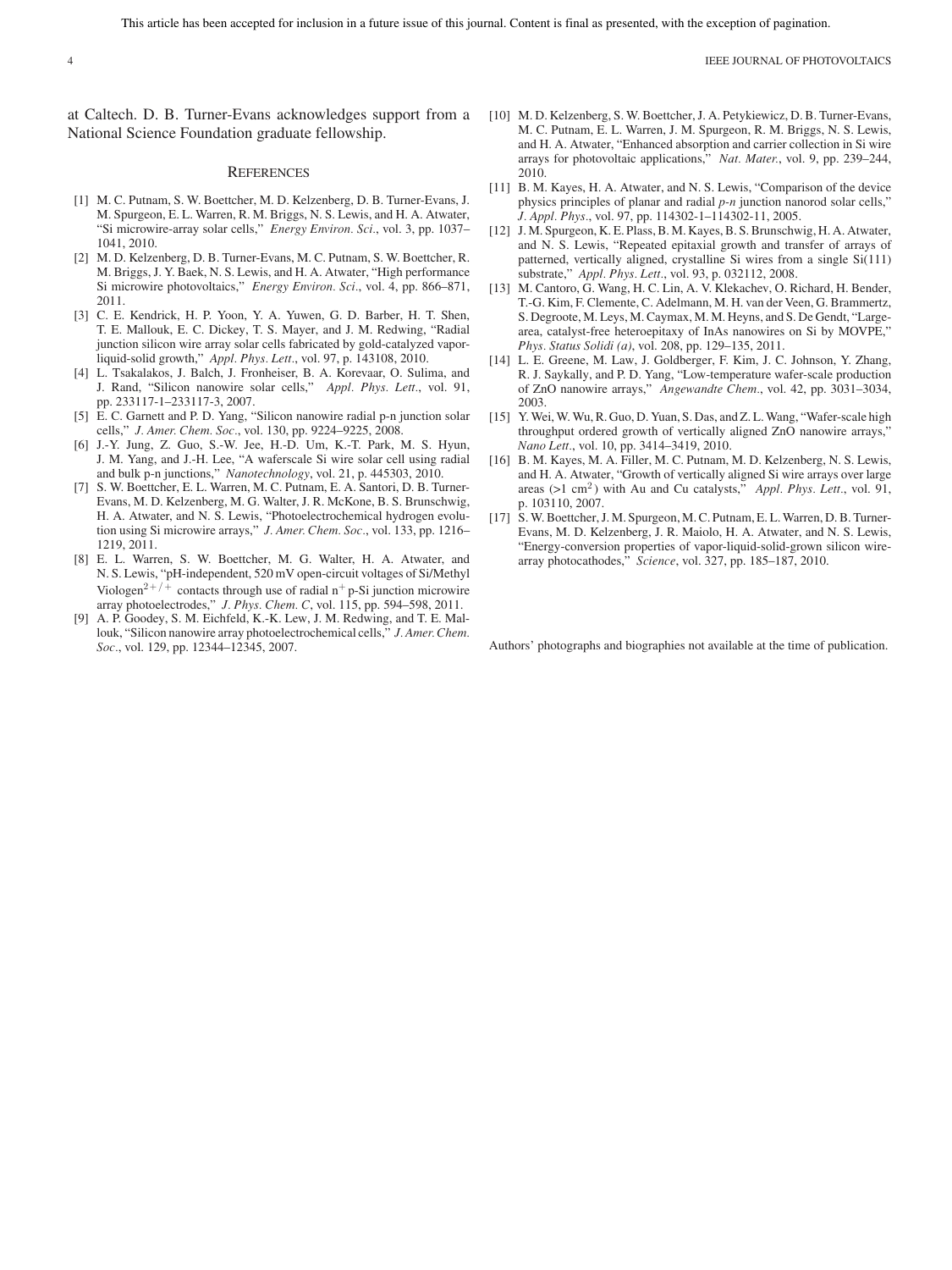at Caltech. D. B. Turner-Evans acknowledges support from a National Science Foundation graduate fellowship.

## References

[1] M. C. Putnam, S. W. Boettcher, M. D. Kelzenberg, D. B. Turner-Evans, J. M. Spurgeon, E. L. Warren, R. M. Briggs, N. S. Lewis, and H. A. Atwater, "Si microwire-array solar cells," *Energy Environ. Sci.*, vol. 3, pp. 1037–1041, 2010.

[2] M. D. Kelzenberg, D. B. Turner-Evans, M. C. Putnam, S. W. Boettcher, R. M. Briggs, J. Y. Baek, N. S. Lewis, and H. A. Atwater, "High performance Si microwire photovoltaics," *Energy Environ. Sci.*, vol. 4, pp. 866–871, 2011.

[3] C. E. Kendrick, H. P. Yoon, Y. A. Yuwen, G. D. Barber, H. T. Shen, T. E. Mallouk, E. C. Dickey, T. S. Mayer, and J. M. Redwing, "Radial junction silicon wire array solar cells fabricated by gold-catalyzed vapor-liquid-solid growth," *Appl. Phys. Lett.*, vol. 97, p. 143108, 2010.

[4] L. Tsakalakos, J. Balch, J. Fronheiser, B. A. Korevaar, O. Sulima, and J. Rand, "Silicon nanowire solar cells," *Appl. Phys. Lett.*, vol. 91, pp. 233117-1–233117-3, 2007.

[5] E. C. Garnett and P. D. Yang, "Silicon nanowire radial p-n junction solar cells," *J. Amer. Chem. Soc.*, vol. 130, pp. 9224–9225, 2008.

[6] J.-Y. Jung, Z. Guo, S.-W. Jee, H.-D. Um, K.-T. Park, M. S. Hyun, J. M. Yang, and J.-H. Lee, "A waferscale Si wire solar cell using radial and bulk p-n junctions," *Nanotechnology*, vol. 21, p. 445303, 2010.

[7] S. W. Boettcher, E. L. Warren, M. C. Putnam, E. A. Santori, D. Turner-Evans, M. D. Kelzenberg, M. G. Walter, J. R. McKone, B. S. Brunschwig, H. A. Atwater, and N. S. Lewis, "Photoelectrochemical hydrogen evolution using Si microwire arrays," *J. Amer. Chem. Soc.*, vol. 133, pp. 1216–1219, 2011.

[8] E. L. Warren, S. W. Boettcher, M. G. Walter, H. A. Atwater, and N. S. Lewis, "pH-independent, 520 mV open-circuit voltages of Si/Methyl Viologen$^{2+/+}$ contacts through use of radial n$^{+}$p-Si junction microwire array photoelectrodes," *J. Phys. Chem. C*, vol. 115, pp. 594–598, 2011.

[9] A. P. Goodey, S. M. Eichfeld, K.-K. Lew, J. M. Redwing, and T. E. Mallouk, "Silicon nanowire array photoelectrochemical cells," *J. Amer. Chem. Soc.*, vol. 129, pp. 12344–12345, 2007.

[10] M. D. Kelzenberg, S. W. Boettcher, J. A. Petykiewicz, D. B. Turner-Evans, M. C. Putnam, E. L. Warren, J. M. Spurgeon, R. M. Briggs, N. S. Lewis, and H. A. Atwater, "Enhanced absorption and carrier collection in Si wire arrays for photovoltaic applications," *Nat. Mater.*, vol. 9, pp. 239–244, 2010.

[11] B. M. Kayes, H. A. Atwater, and N. S. Lewis, "Comparison of the device physics principles of planar and radial *p-n* junction nanorod solar cells," *J. Appl. Phys.*, vol. 97, pp. 114302-1–114302-11, 2005.

[12] J. M. Spurgeon, K. E. Plass, B. M. Kayes, B. S. Brunschwig, H. A. Atwater, and N. S. Lewis, "Repeated epitaxial growth and transfer of arrays of patterned, vertically aligned, crystalline Si wires from a single Si(111) substrate," *Appl. Phys. Lett.*, vol. 93, p. 032112, 2008.

[13] M. Cantoro, G. Wang, H. C. Lin, A. V. Klekachev, O. Richard, H. Bender, T.-G. Kim, F. Clemente, C. Adelmann, M. H. van der Veen, G. Brammertz, S. Degroote, M. Leys, M. Caymax, M. M. Heyns, and S. De Gendt, "Large-area, catalyst-free heteroepitaxy of InAs nanowires on Si by MOVPE," *Phys. Status Solidi (a)*, vol. 208, pp. 129–135, 2011.

[14] L. E. Greene, M. Law, J. Goldberger, F. Kim, J. C. Johnson, Y. Zhang, R. J. Saykally, and P. D. Yang, "Low-temperature wafer-scale production of ZnO nanowire arrays," *Angewandte Chem.*, vol. 42, pp. 3031–3034, 2003.

[15] Y. Wei, W. Wu, R. Guo, D. Yuan, S. Das, and Z. L. Wang, "Wafer-scale high throughput ordered growth of vertically aligned ZnO nanowire arrays," *Nano Lett.*, vol. 10, pp. 3414–3419, 2010.

[16] B. M. Kayes, M. A. Filler, M. C. Putnam, M. D. Kelzenberg, N. S. Lewis, and H. A. Atwater, "Growth of vertically aligned Si wire arrays over large areas (>1 cm$^2$) with Au and Cu catalysts," *Appl. Phys. Lett.*, vol. 91, p. 103110, 2007.

[17] S. W. Boettcher, J. M. Spurgeon, M. C. Putnam, E. L. Warren, D. B. Turner-Evans, M. D. Kelzenberg, J. R. Maiolo, H. A. Atwater, and N. S. Lewis, "Energy-conversion properties of vapor-liquid-solid-grown silicon wire-array photocathodes," *Science*, vol. 327, pp. 185–187, 2010.

Authors' photographs and biographies not available at the time of publication.